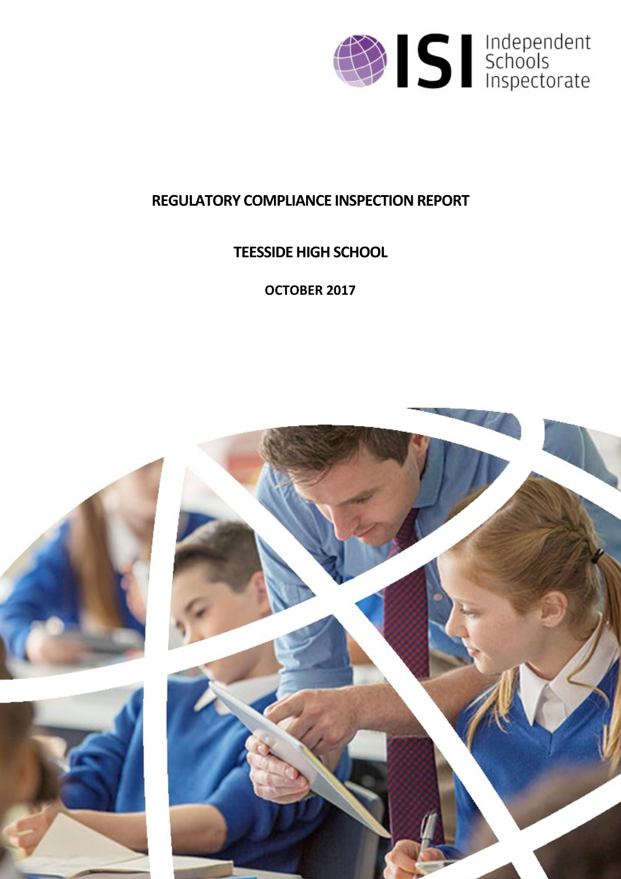# REGULATORY COMPLIANCE INSPECTION REPORT

## TEESSIDE HIGH SCHOOL

**OCTOBER 2017**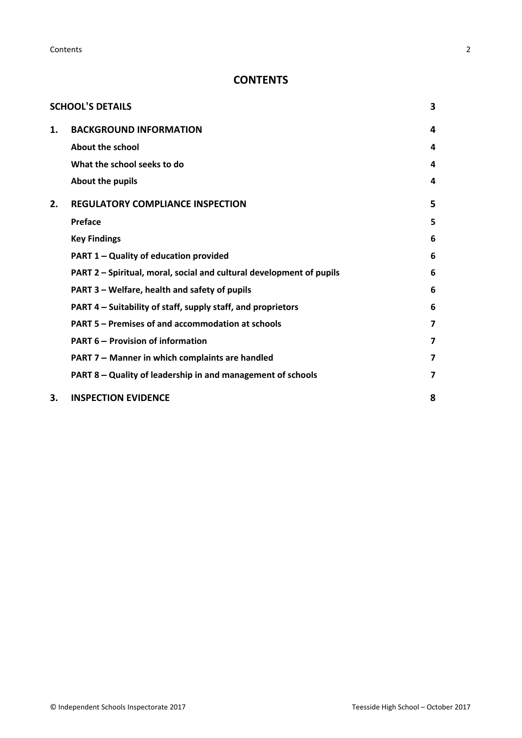# CONTENTS

| | | |
|---|---|---|
| **SCHOOL'S DETAILS** | | **3** |
| **1.** | **BACKGROUND INFORMATION** | **4** |
| | **About the school** | **4** |
| | **What the school seeks to do** | **4** |
| | **About the pupils** | **4** |
| **2.** | **REGULATORY COMPLIANCE INSPECTION** | **5** |
| | **Preface** | **5** |
| | **Key Findings** | **6** |
| | **PART 1 – Quality of education provided** | **6** |
| | **PART 2 – Spiritual, moral, social and cultural development of pupils** | **6** |
| | **PART 3 – Welfare, health and safety of pupils** | **6** |
| | **PART 4 – Suitability of staff, supply staff, and proprietors** | **6** |
| | **PART 5 – Premises of and accommodation at schools** | **7** |
| | **PART 6 – Provision of information** | **7** |
| | **PART 7 – Manner in which complaints are handled** | **7** |
| | **PART 8 – Quality of leadership in and management of schools** | **7** |
| **3.** | **INSPECTION EVIDENCE** | **8** |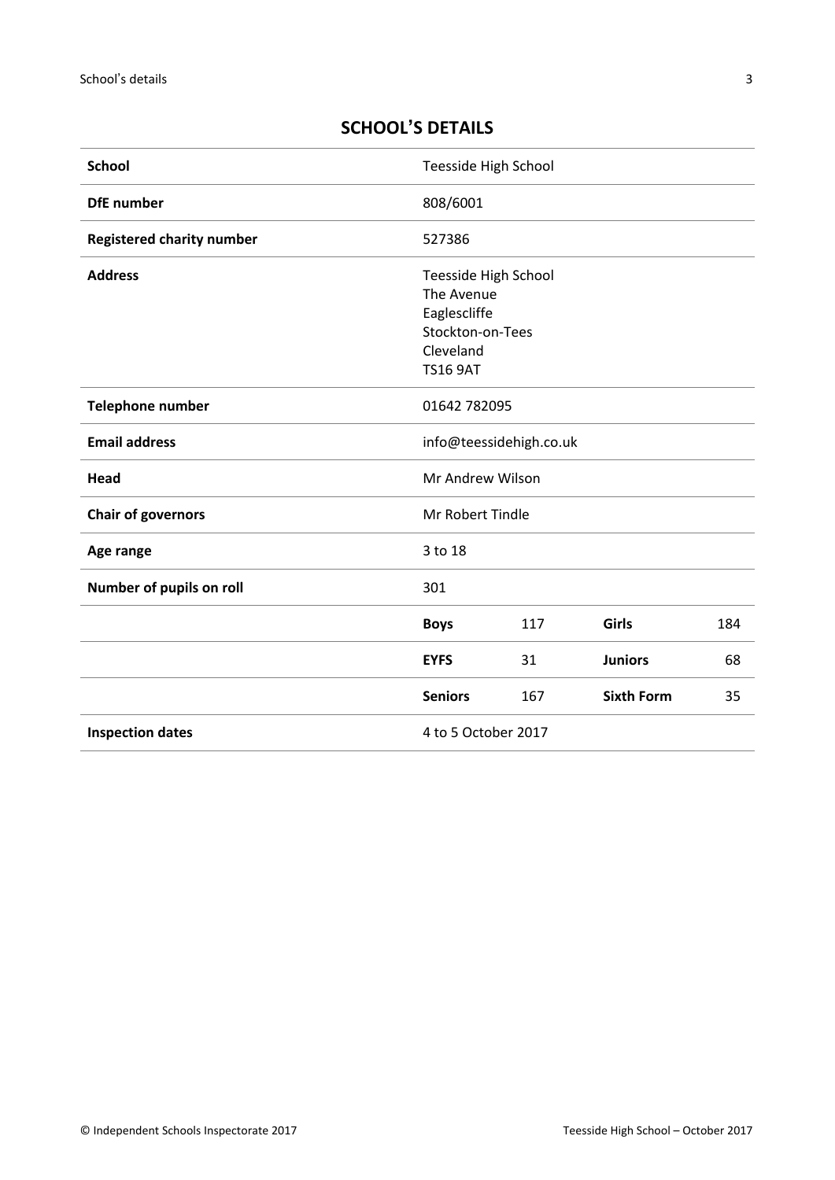## SCHOOL'S DETAILS

| | | | | |
|---|---|---|---|---|
| **School** | Teesside High School | | | |
| **DfE number** | 808/6001 | | | |
| **Registered charity number** | 527386 | | | |
| **Address** | Teesside High School<br>The Avenue<br>Eaglescliffe<br>Stockton-on-Tees<br>Cleveland<br>TS16 9AT | | | |
| **Telephone number** | 01642 782095 | | | |
| **Email address** | info@teessidehigh.co.uk | | | |
| **Head** | Mr Andrew Wilson | | | |
| **Chair of governors** | Mr Robert Tindle | | | |
| **Age range** | 3 to 18 | | | |
| **Number of pupils on roll** | 301 | | | |
| | **Boys** | 117 | **Girls** | 184 |
| | **EYFS** | 31 | **Juniors** | 68 |
| | **Seniors** | 167 | **Sixth Form** | 35 |
| **Inspection dates** | 4 to 5 October 2017 | | | |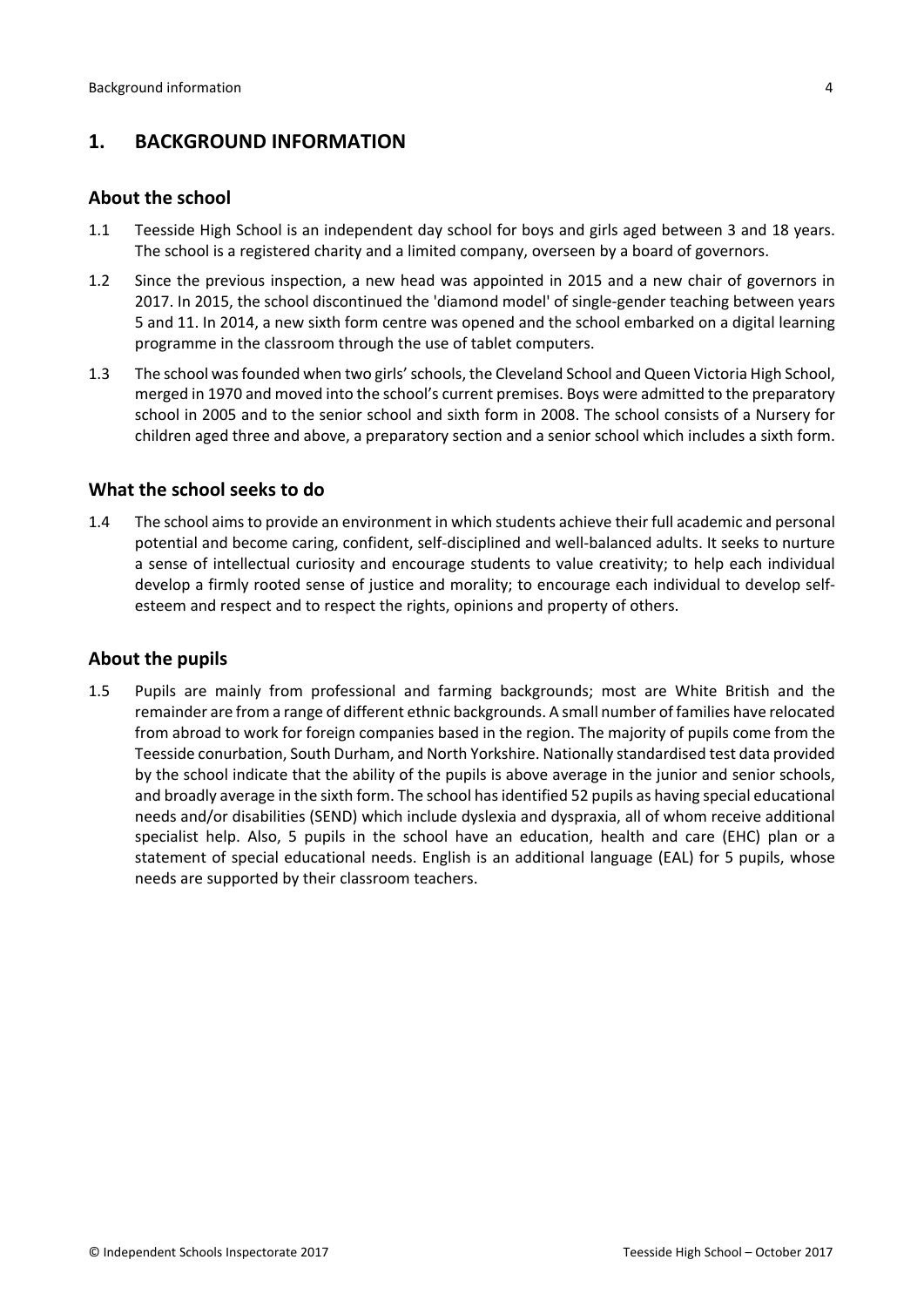## 1. BACKGROUND INFORMATION

### About the school

1.1 Teesside High School is an independent day school for boys and girls aged between 3 and 18 years. The school is a registered charity and a limited company, overseen by a board of governors.

1.2 Since the previous inspection, a new head was appointed in 2015 and a new chair of governors in 2017. In 2015, the school discontinued the 'diamond model' of single-gender teaching between years 5 and 11. In 2014, a new sixth form centre was opened and the school embarked on a digital learning programme in the classroom through the use of tablet computers.

1.3 The school was founded when two girls' schools, the Cleveland School and Queen Victoria High School, merged in 1970 and moved into the school's current premises. Boys were admitted to the preparatory school in 2005 and to the senior school and sixth form in 2008. The school consists of a Nursery for children aged three and above, a preparatory section and a senior school which includes a sixth form.

### What the school seeks to do

1.4 The school aims to provide an environment in which students achieve their full academic and personal potential and become caring, confident, self-disciplined and well-balanced adults. It seeks to nurture a sense of intellectual curiosity and encourage students to value creativity; to help each individual develop a firmly rooted sense of justice and morality; to encourage each individual to develop self-esteem and respect and to respect the rights, opinions and property of others.

### About the pupils

1.5 Pupils are mainly from professional and farming backgrounds; most are White British and the remainder are from a range of different ethnic backgrounds. A small number of families have relocated from abroad to work for foreign companies based in the region. The majority of pupils come from the Teesside conurbation, South Durham, and North Yorkshire. Nationally standardised test data provided by the school indicate that the ability of the pupils is above average in the junior and senior schools, and broadly average in the sixth form. The school has identified 52 pupils as having special educational needs and/or disabilities (SEND) which include dyslexia and dyspraxia, all of whom receive additional specialist help. Also, 5 pupils in the school have an education, health and care (EHC) plan or a statement of special educational needs. English is an additional language (EAL) for 5 pupils, whose needs are supported by their classroom teachers.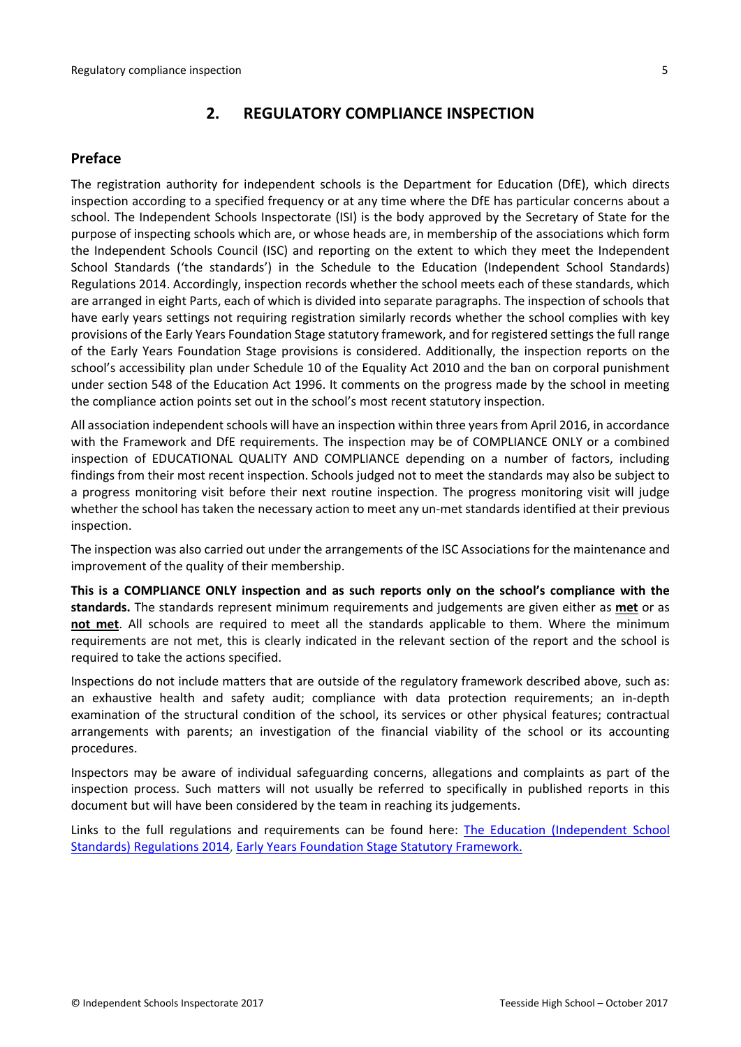## 2. REGULATORY COMPLIANCE INSPECTION

### Preface

The registration authority for independent schools is the Department for Education (DfE), which directs inspection according to a specified frequency or at any time where the DfE has particular concerns about a school. The Independent Schools Inspectorate (ISI) is the body approved by the Secretary of State for the purpose of inspecting schools which are, or whose heads are, in membership of the associations which form the Independent Schools Council (ISC) and reporting on the extent to which they meet the Independent School Standards ('the standards') in the Schedule to the Education (Independent School Standards) Regulations 2014. Accordingly, inspection records whether the school meets each of these standards, which are arranged in eight Parts, each of which is divided into separate paragraphs. The inspection of schools that have early years settings not requiring registration similarly records whether the school complies with key provisions of the Early Years Foundation Stage statutory framework, and for registered settings the full range of the Early Years Foundation Stage provisions is considered. Additionally, the inspection reports on the school's accessibility plan under Schedule 10 of the Equality Act 2010 and the ban on corporal punishment under section 548 of the Education Act 1996. It comments on the progress made by the school in meeting the compliance action points set out in the school's most recent statutory inspection.

All association independent schools will have an inspection within three years from April 2016, in accordance with the Framework and DfE requirements. The inspection may be of COMPLIANCE ONLY or a combined inspection of EDUCATIONAL QUALITY AND COMPLIANCE depending on a number of factors, including findings from their most recent inspection. Schools judged not to meet the standards may also be subject to a progress monitoring visit before their next routine inspection. The progress monitoring visit will judge whether the school has taken the necessary action to meet any un-met standards identified at their previous inspection.

The inspection was also carried out under the arrangements of the ISC Associations for the maintenance and improvement of the quality of their membership.

**This is a COMPLIANCE ONLY inspection and as such reports only on the school's compliance with the standards.** The standards represent minimum requirements and judgements are given either as **met** or as **not met**. All schools are required to meet all the standards applicable to them. Where the minimum requirements are not met, this is clearly indicated in the relevant section of the report and the school is required to take the actions specified.

Inspections do not include matters that are outside of the regulatory framework described above, such as: an exhaustive health and safety audit; compliance with data protection requirements; an in-depth examination of the structural condition of the school, its services or other physical features; contractual arrangements with parents; an investigation of the financial viability of the school or its accounting procedures.

Inspectors may be aware of individual safeguarding concerns, allegations and complaints as part of the inspection process. Such matters will not usually be referred to specifically in published reports in this document but will have been considered by the team in reaching its judgements.

Links to the full regulations and requirements can be found here: The Education (Independent School Standards) Regulations 2014, Early Years Foundation Stage Statutory Framework.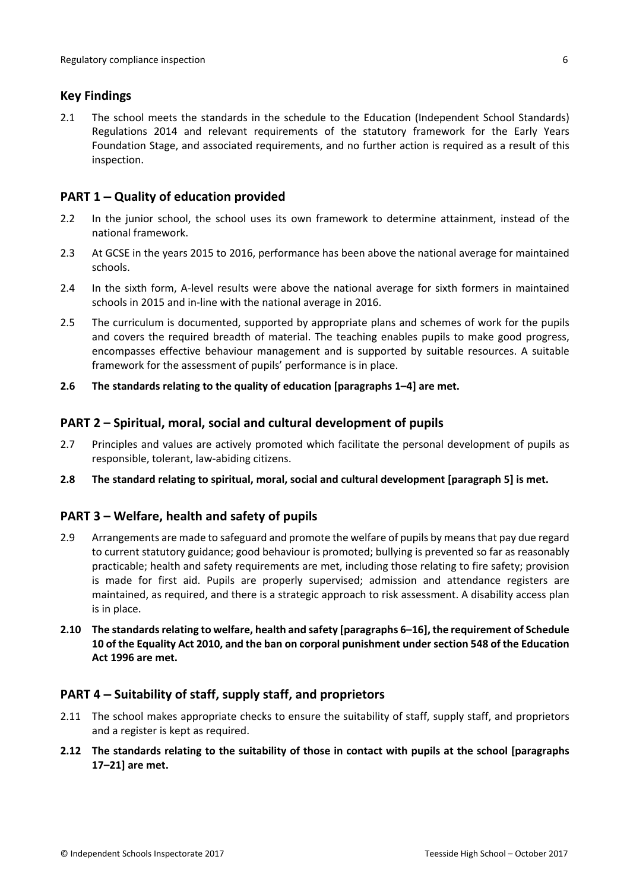## Key Findings

2.1 The school meets the standards in the schedule to the Education (Independent School Standards) Regulations 2014 and relevant requirements of the statutory framework for the Early Years Foundation Stage, and associated requirements, and no further action is required as a result of this inspection.

## PART 1 – Quality of education provided

2.2 In the junior school, the school uses its own framework to determine attainment, instead of the national framework.

2.3 At GCSE in the years 2015 to 2016, performance has been above the national average for maintained schools.

2.4 In the sixth form, A-level results were above the national average for sixth formers in maintained schools in 2015 and in-line with the national average in 2016.

2.5 The curriculum is documented, supported by appropriate plans and schemes of work for the pupils and covers the required breadth of material. The teaching enables pupils to make good progress, encompasses effective behaviour management and is supported by suitable resources. A suitable framework for the assessment of pupils' performance is in place.

**2.6 The standards relating to the quality of education [paragraphs 1–4] are met.**

## PART 2 – Spiritual, moral, social and cultural development of pupils

2.7 Principles and values are actively promoted which facilitate the personal development of pupils as responsible, tolerant, law-abiding citizens.

**2.8 The standard relating to spiritual, moral, social and cultural development [paragraph 5] is met.**

## PART 3 – Welfare, health and safety of pupils

2.9 Arrangements are made to safeguard and promote the welfare of pupils by means that pay due regard to current statutory guidance; good behaviour is promoted; bullying is prevented so far as reasonably practicable; health and safety requirements are met, including those relating to fire safety; provision is made for first aid. Pupils are properly supervised; admission and attendance registers are maintained, as required, and there is a strategic approach to risk assessment. A disability access plan is in place.

**2.10 The standards relating to welfare, health and safety [paragraphs 6–16], the requirement of Schedule 10 of the Equality Act 2010, and the ban on corporal punishment under section 548 of the Education Act 1996 are met.**

## PART 4 – Suitability of staff, supply staff, and proprietors

2.11 The school makes appropriate checks to ensure the suitability of staff, supply staff, and proprietors and a register is kept as required.

**2.12 The standards relating to the suitability of those in contact with pupils at the school [paragraphs 17–21] are met.**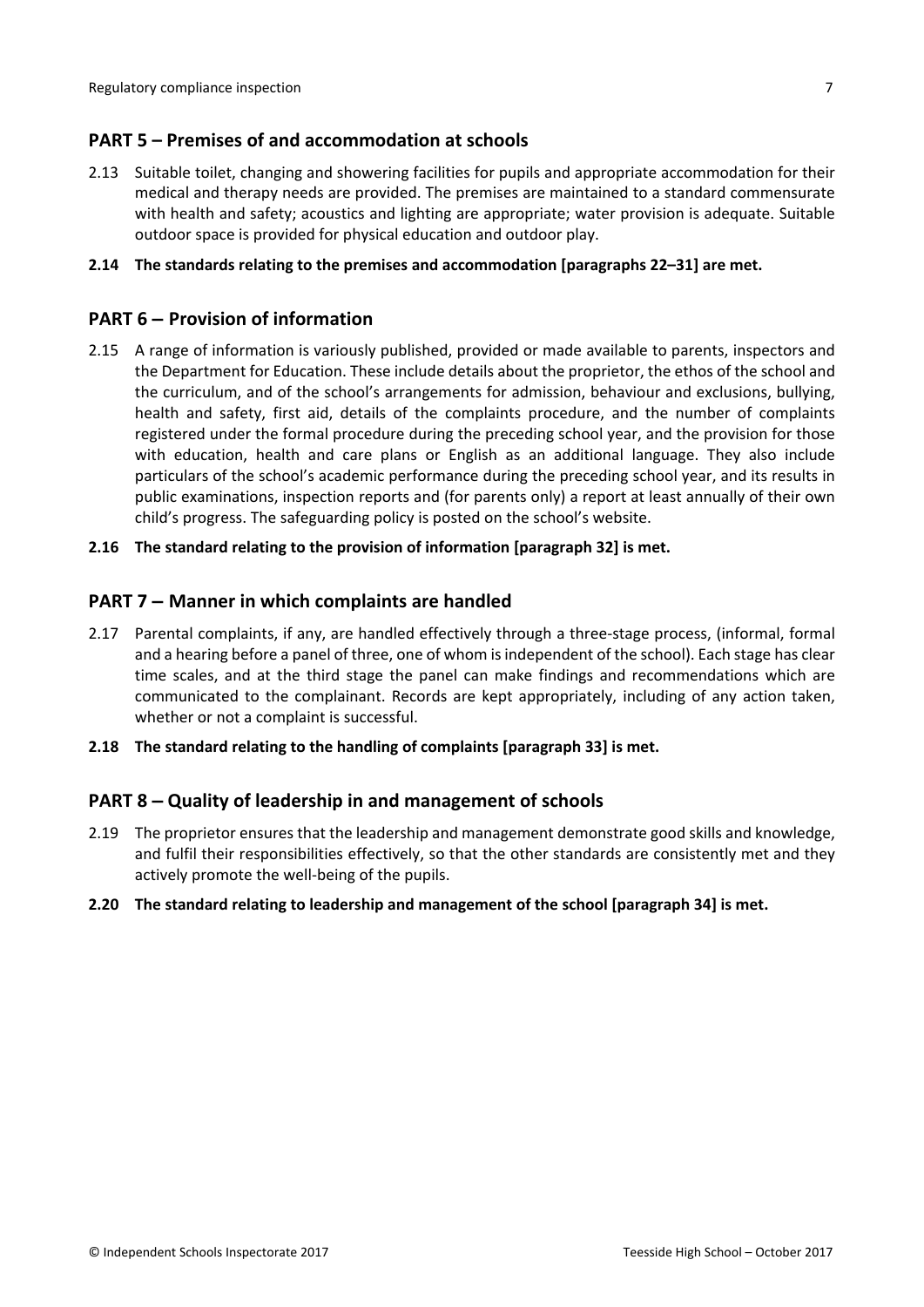## PART 5 – Premises of and accommodation at schools

2.13 Suitable toilet, changing and showering facilities for pupils and appropriate accommodation for their medical and therapy needs are provided. The premises are maintained to a standard commensurate with health and safety; acoustics and lighting are appropriate; water provision is adequate. Suitable outdoor space is provided for physical education and outdoor play.

**2.14 The standards relating to the premises and accommodation [paragraphs 22–31] are met.**

## PART 6 – Provision of information

2.15 A range of information is variously published, provided or made available to parents, inspectors and the Department for Education. These include details about the proprietor, the ethos of the school and the curriculum, and of the school's arrangements for admission, behaviour and exclusions, bullying, health and safety, first aid, details of the complaints procedure, and the number of complaints registered under the formal procedure during the preceding school year, and the provision for those with education, health and care plans or English as an additional language. They also include particulars of the school's academic performance during the preceding school year, and its results in public examinations, inspection reports and (for parents only) a report at least annually of their own child's progress. The safeguarding policy is posted on the school's website.

**2.16 The standard relating to the provision of information [paragraph 32] is met.**

## PART 7 – Manner in which complaints are handled

2.17 Parental complaints, if any, are handled effectively through a three-stage process, (informal, formal and a hearing before a panel of three, one of whom is independent of the school). Each stage has clear time scales, and at the third stage the panel can make findings and recommendations which are communicated to the complainant. Records are kept appropriately, including of any action taken, whether or not a complaint is successful.

**2.18 The standard relating to the handling of complaints [paragraph 33] is met.**

## PART 8 – Quality of leadership in and management of schools

2.19 The proprietor ensures that the leadership and management demonstrate good skills and knowledge, and fulfil their responsibilities effectively, so that the other standards are consistently met and they actively promote the well-being of the pupils.

**2.20 The standard relating to leadership and management of the school [paragraph 34] is met.**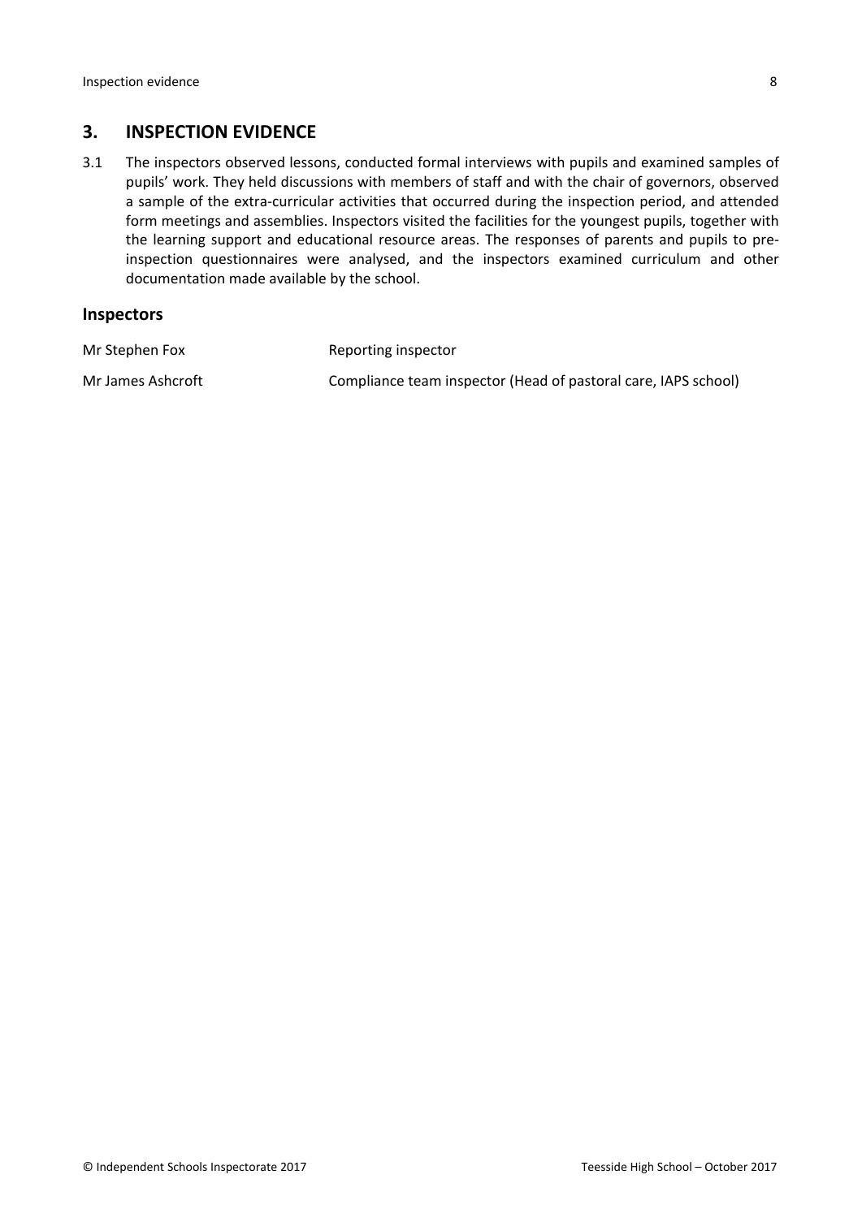## 3. INSPECTION EVIDENCE

3.1 The inspectors observed lessons, conducted formal interviews with pupils and examined samples of pupils' work. They held discussions with members of staff and with the chair of governors, observed a sample of the extra-curricular activities that occurred during the inspection period, and attended form meetings and assemblies. Inspectors visited the facilities for the youngest pupils, together with the learning support and educational resource areas. The responses of parents and pupils to pre-inspection questionnaires were analysed, and the inspectors examined curriculum and other documentation made available by the school.

### Inspectors

| | |
|---|---|
| Mr Stephen Fox | Reporting inspector |
| Mr James Ashcroft | Compliance team inspector (Head of pastoral care, IAPS school) |